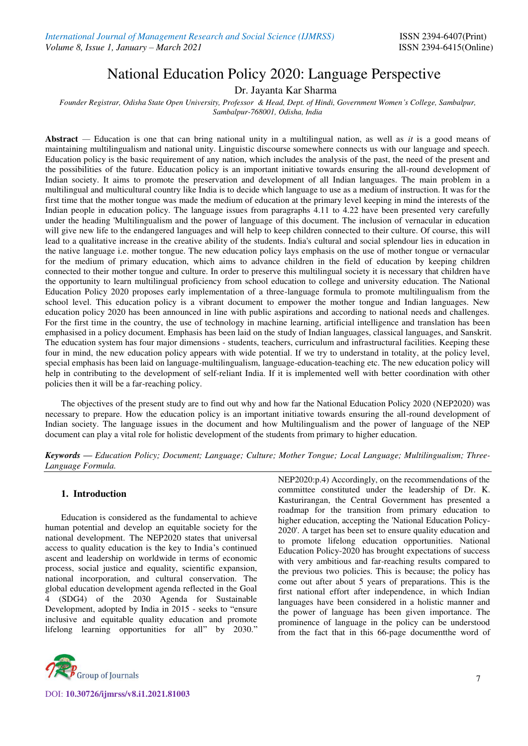# National Education Policy 2020: Language Perspective

Dr. Jayanta Kar Sharma

*Founder Registrar, Odisha State Open University, Professor & Head, Dept. of Hindi, Government Women's College, Sambalpur, Sambalpur-768001, Odisha, India*

**Abstract** — Education is one that can bring national unity in a multilingual nation, as well as *it* is a good means of maintaining multilingualism and national unity. Linguistic discourse somewhere connects us with our language and speech. Education policy is the basic requirement of any nation, which includes the analysis of the past, the need of the present and the possibilities of the future. Education policy is an important initiative towards ensuring the all-round development of Indian society. It aims to promote the preservation and development of all Indian languages. The main problem in a multilingual and multicultural country like India is to decide which language to use as a medium of instruction. It was for the first time that the mother tongue was made the medium of education at the primary level keeping in mind the interests of the Indian people in education policy. The language issues from paragraphs 4.11 to 4.22 have been presented very carefully under the heading 'Multilingualism and the power of language of this document. The inclusion of vernacular in education will give new life to the endangered languages and will help to keep children connected to their culture. Of course, this will lead to a qualitative increase in the creative ability of the students. India's cultural and social splendour lies in education in the native language i.e. mother tongue. The new education policy lays emphasis on the use of mother tongue or vernacular for the medium of primary education, which aims to advance children in the field of education by keeping children connected to their mother tongue and culture. In order to preserve this multilingual society it is necessary that children have the opportunity to learn multilingual proficiency from school education to college and university education. The National Education Policy 2020 proposes early implementation of a three-language formula to promote multilingualism from the school level. This education policy is a vibrant document to empower the mother tongue and Indian languages. New education policy 2020 has been announced in line with public aspirations and according to national needs and challenges. For the first time in the country, the use of technology in machine learning, artificial intelligence and translation has been emphasised in a policy document. Emphasis has been laid on the study of Indian languages, classical languages, and Sanskrit. The education system has four major dimensions - students, teachers, curriculum and infrastructural facilities. Keeping these four in mind, the new education policy appears with wide potential. If we try to understand in totality, at the policy level, special emphasis has been laid on language-multilingualism, language-education-teaching etc. The new education policy will help in contributing to the development of self-reliant India. If it is implemented well with better coordination with other policies then it will be a far-reaching policy.

The objectives of the present study are to find out why and how far the National Education Policy 2020 (NEP2020) was necessary to prepare. How the education policy is an important initiative towards ensuring the all-round development of Indian society. The language issues in the document and how Multilingualism and the power of language of the NEP document can play a vital role for holistic development of the students from primary to higher education.

***Keywords* — *Education Policy; Document; Language; Culture; Mother Tongue; Local Language; Multilingualism; Three-Language Formula.***

## 1. Introduction

Education is considered as the fundamental to achieve human potential and develop an equitable society for the national development. The NEP2020 states that universal access to quality education is the key to India's continued ascent and leadership on worldwide in terms of economic process, social justice and equality, scientific expansion, national incorporation, and cultural conservation. The global education development agenda reflected in the Goal 4 (SDG4) of the 2030 Agenda for Sustainable Development, adopted by India in 2015 - seeks to "ensure inclusive and equitable quality education and promote lifelong learning opportunities for all" by 2030." NEP2020:p.4) Accordingly, on the recommendations of the committee constituted under the leadership of Dr. K. Kasturirangan, the Central Government has presented a roadmap for the transition from primary education to higher education, accepting the 'National Education Policy-2020'. A target has been set to ensure quality education and to promote lifelong education opportunities. National Education Policy-2020 has brought expectations of success with very ambitious and far-reaching results compared to the previous two policies. This is because; the policy has come out after about 5 years of preparations. This is the first national effort after independence, in which Indian languages have been considered in a holistic manner and the power of language has been given importance. The prominence of language in the policy can be understood from the fact that in this 66-page documentthe word of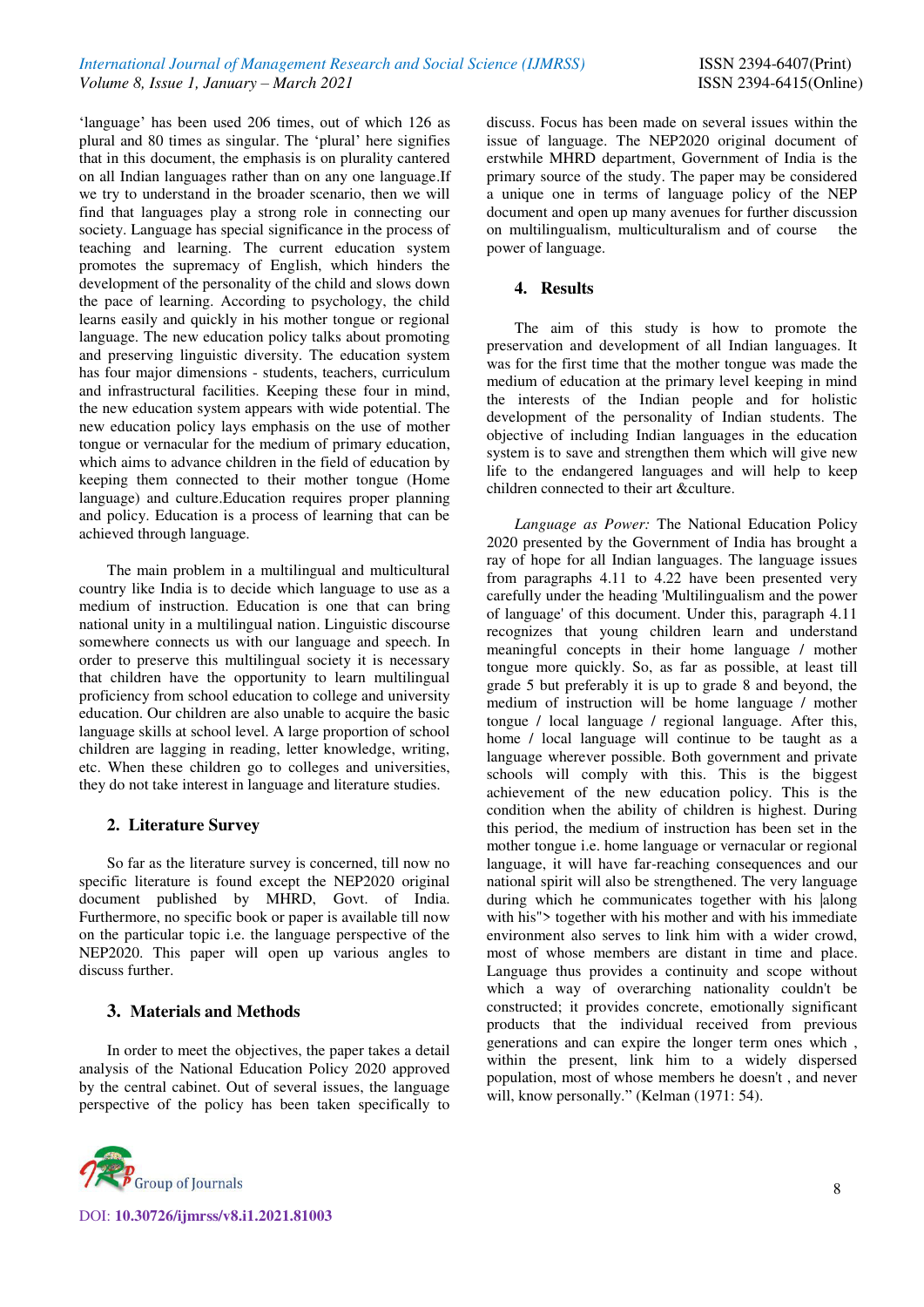'language' has been used 206 times, out of which 126 as plural and 80 times as singular. The 'plural' here signifies that in this document, the emphasis is on plurality cantered on all Indian languages rather than on any one language.If we try to understand in the broader scenario, then we will find that languages play a strong role in connecting our society. Language has special significance in the process of teaching and learning. The current education system promotes the supremacy of English, which hinders the development of the personality of the child and slows down the pace of learning. According to psychology, the child learns easily and quickly in his mother tongue or regional language. The new education policy talks about promoting and preserving linguistic diversity. The education system has four major dimensions - students, teachers, curriculum and infrastructural facilities. Keeping these four in mind, the new education system appears with wide potential. The new education policy lays emphasis on the use of mother tongue or vernacular for the medium of primary education, which aims to advance children in the field of education by keeping them connected to their mother tongue (Home language) and culture.Education requires proper planning and policy. Education is a process of learning that can be achieved through language.

The main problem in a multilingual and multicultural country like India is to decide which language to use as a medium of instruction. Education is one that can bring national unity in a multilingual nation. Linguistic discourse somewhere connects us with our language and speech. In order to preserve this multilingual society it is necessary that children have the opportunity to learn multilingual proficiency from school education to college and university education. Our children are also unable to acquire the basic language skills at school level. A large proportion of school children are lagging in reading, letter knowledge, writing, etc. When these children go to colleges and universities, they do not take interest in language and literature studies.

## 2. Literature Survey

So far as the literature survey is concerned, till now no specific literature is found except the NEP2020 original document published by MHRD, Govt. of India. Furthermore, no specific book or paper is available till now on the particular topic i.e. the language perspective of the NEP2020. This paper will open up various angles to discuss further.

## 3. Materials and Methods

In order to meet the objectives, the paper takes a detail analysis of the National Education Policy 2020 approved by the central cabinet. Out of several issues, the language perspective of the policy has been taken specifically to discuss. Focus has been made on several issues within the issue of language. The NEP2020 original document of erstwhile MHRD department, Government of India is the primary source of the study. The paper may be considered a unique one in terms of language policy of the NEP document and open up many avenues for further discussion on multilingualism, multiculturalism and of course the power of language.

## 4. Results

The aim of this study is how to promote the preservation and development of all Indian languages. It was for the first time that the mother tongue was made the medium of education at the primary level keeping in mind the interests of the Indian people and for holistic development of the personality of Indian students. The objective of including Indian languages in the education system is to save and strengthen them which will give new life to the endangered languages and will help to keep children connected to their art &culture.

*Language as Power:* The National Education Policy 2020 presented by the Government of India has brought a ray of hope for all Indian languages. The language issues from paragraphs 4.11 to 4.22 have been presented very carefully under the heading 'Multilingualism and the power of language' of this document. Under this, paragraph 4.11 recognizes that young children learn and understand meaningful concepts in their home language / mother tongue more quickly. So, as far as possible, at least till grade 5 but preferably it is up to grade 8 and beyond, the medium of instruction will be home language / mother tongue / local language / regional language. After this, home / local language will continue to be taught as a language wherever possible. Both government and private schools will comply with this. This is the biggest achievement of the new education policy. This is the condition when the ability of children is highest. During this period, the medium of instruction has been set in the mother tongue i.e. home language or vernacular or regional language, it will have far-reaching consequences and our national spirit will also be strengthened. The very language during which he communicates together with his |along with his"> together with his mother and with his immediate environment also serves to link him with a wider crowd, most of whose members are distant in time and place. Language thus provides a continuity and scope without which a way of overarching nationality couldn't be constructed; it provides concrete, emotionally significant products that the individual received from previous generations and can expire the longer term ones which , within the present, link him to a widely dispersed population, most of whose members he doesn't , and never will, know personally." (Kelman (1971: 54).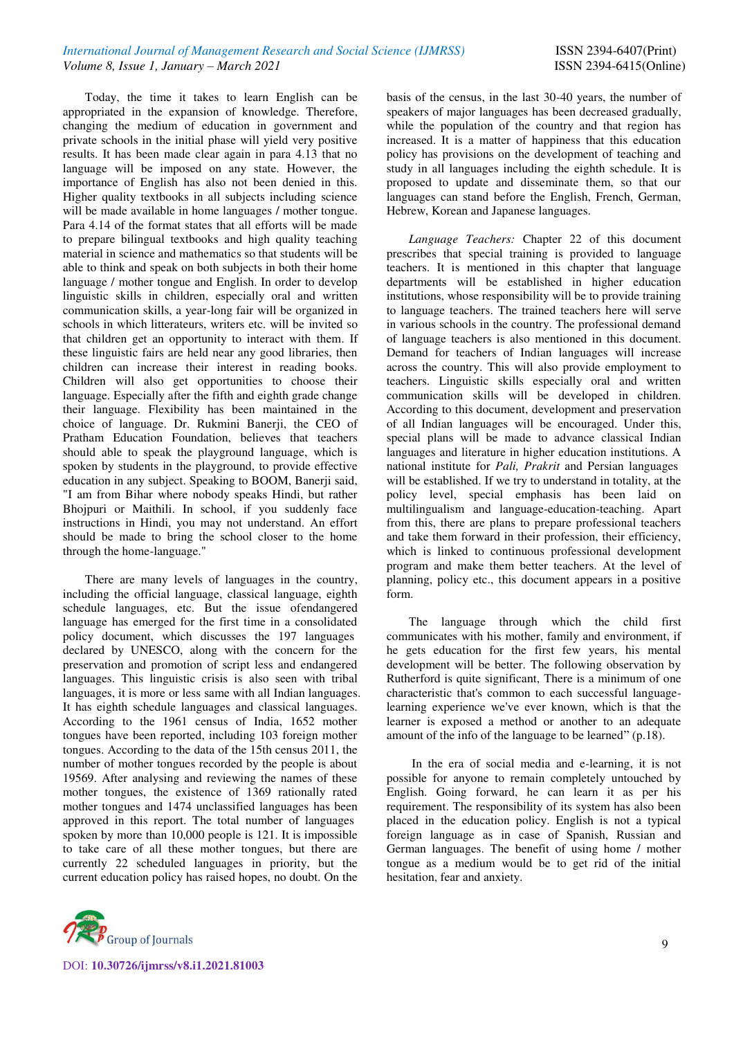Today, the time it takes to learn English can be appropriated in the expansion of knowledge. Therefore, changing the medium of education in government and private schools in the initial phase will yield very positive results. It has been made clear again in para 4.13 that no language will be imposed on any state. However, the importance of English has also not been denied in this. Higher quality textbooks in all subjects including science will be made available in home languages / mother tongue. Para 4.14 of the format states that all efforts will be made to prepare bilingual textbooks and high quality teaching material in science and mathematics so that students will be able to think and speak on both subjects in both their home language / mother tongue and English. In order to develop linguistic skills in children, especially oral and written communication skills, a year-long fair will be organized in schools in which litterateurs, writers etc. will be invited so that children get an opportunity to interact with them. If these linguistic fairs are held near any good libraries, then children can increase their interest in reading books. Children will also get opportunities to choose their language. Especially after the fifth and eighth grade change their language. Flexibility has been maintained in the choice of language. Dr. Rukmini Banerji, the CEO of Pratham Education Foundation, believes that teachers should able to speak the playground language, which is spoken by students in the playground, to provide effective education in any subject. Speaking to BOOM, Banerji said, "I am from Bihar where nobody speaks Hindi, but rather Bhojpuri or Maithili. In school, if you suddenly face instructions in Hindi, you may not understand. An effort should be made to bring the school closer to the home through the home-language."

There are many levels of languages in the country, including the official language, classical language, eighth schedule languages, etc. But the issue ofendangered language has emerged for the first time in a consolidated policy document, which discusses the 197 languages declared by UNESCO, along with the concern for the preservation and promotion of script less and endangered languages. This linguistic crisis is also seen with tribal languages, it is more or less same with all Indian languages. It has eighth schedule languages and classical languages. According to the 1961 census of India, 1652 mother tongues have been reported, including 103 foreign mother tongues. According to the data of the 15th census 2011, the number of mother tongues recorded by the people is about 19569. After analysing and reviewing the names of these mother tongues, the existence of 1369 rationally rated mother tongues and 1474 unclassified languages has been approved in this report. The total number of languages spoken by more than 10,000 people is 121. It is impossible to take care of all these mother tongues, but there are currently 22 scheduled languages in priority, but the current education policy has raised hopes, no doubt. On the basis of the census, in the last 30-40 years, the number of speakers of major languages has been decreased gradually, while the population of the country and that region has increased. It is a matter of happiness that this education policy has provisions on the development of teaching and study in all languages including the eighth schedule. It is proposed to update and disseminate them, so that our languages can stand before the English, French, German, Hebrew, Korean and Japanese languages.

*Language Teachers:* Chapter 22 of this document prescribes that special training is provided to language teachers. It is mentioned in this chapter that language departments will be established in higher education institutions, whose responsibility will be to provide training to language teachers. The trained teachers here will serve in various schools in the country. The professional demand of language teachers is also mentioned in this document. Demand for teachers of Indian languages will increase across the country. This will also provide employment to teachers. Linguistic skills especially oral and written communication skills will be developed in children. According to this document, development and preservation of all Indian languages will be encouraged. Under this, special plans will be made to advance classical Indian languages and literature in higher education institutions. A national institute for *Pali, Prakrit* and Persian languages will be established. If we try to understand in totality, at the policy level, special emphasis has been laid on multilingualism and language-education-teaching. Apart from this, there are plans to prepare professional teachers and take them forward in their profession, their efficiency, which is linked to continuous professional development program and make them better teachers. At the level of planning, policy etc., this document appears in a positive form.

The language through which the child first communicates with his mother, family and environment, if he gets education for the first few years, his mental development will be better. The following observation by Rutherford is quite significant, There is a minimum of one characteristic that's common to each successful language-learning experience we've ever known, which is that the learner is exposed a method or another to an adequate amount of the info of the language to be learned" (p.18).

In the era of social media and e-learning, it is not possible for anyone to remain completely untouched by English. Going forward, he can learn it as per his requirement. The responsibility of its system has also been placed in the education policy. English is not a typical foreign language as in case of Spanish, Russian and German languages. The benefit of using home / mother tongue as a medium would be to get rid of the initial hesitation, fear and anxiety.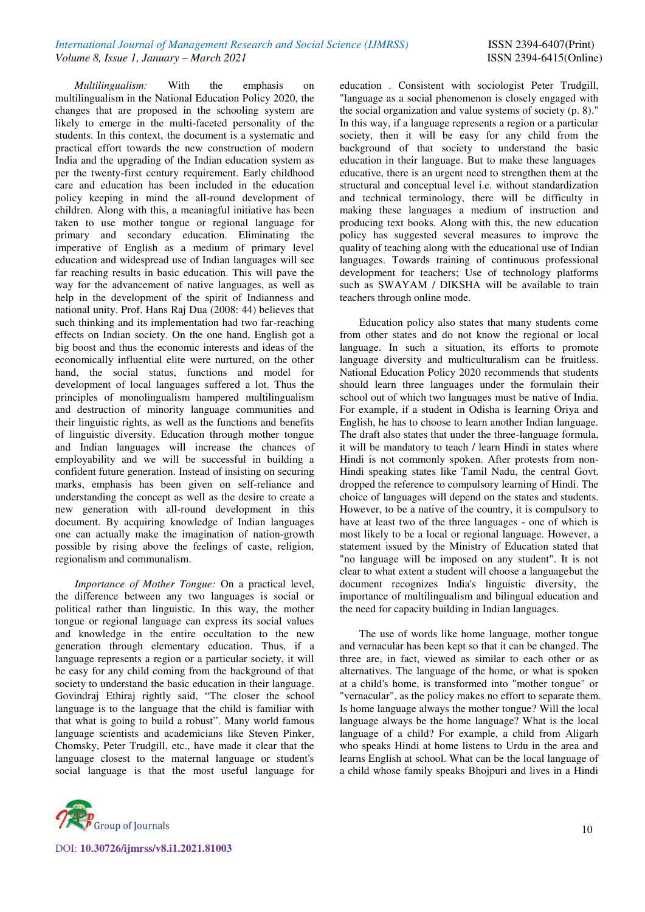*Multilingualism:* With the emphasis on multilingualism in the National Education Policy 2020, the changes that are proposed in the schooling system are likely to emerge in the multi-faceted personality of the students. In this context, the document is a systematic and practical effort towards the new construction of modern India and the upgrading of the Indian education system as per the twenty-first century requirement. Early childhood care and education has been included in the education policy keeping in mind the all-round development of children. Along with this, a meaningful initiative has been taken to use mother tongue or regional language for primary and secondary education. Eliminating the imperative of English as a medium of primary level education and widespread use of Indian languages will see far reaching results in basic education. This will pave the way for the advancement of native languages, as well as help in the development of the spirit of Indianness and national unity. Prof. Hans Raj Dua (2008: 44) believes that such thinking and its implementation had two far-reaching effects on Indian society. On the one hand, English got a big boost and thus the economic interests and ideas of the economically influential elite were nurtured, on the other hand, the social status, functions and model for development of local languages suffered a lot. Thus the principles of monolingualism hampered multilingualism and destruction of minority language communities and their linguistic rights, as well as the functions and benefits of linguistic diversity. Education through mother tongue and Indian languages will increase the chances of employability and we will be successful in building a confident future generation. Instead of insisting on securing marks, emphasis has been given on self-reliance and understanding the concept as well as the desire to create a new generation with all-round development in this document. By acquiring knowledge of Indian languages one can actually make the imagination of nation-growth possible by rising above the feelings of caste, religion, regionalism and communalism.

*Importance of Mother Tongue:* On a practical level, the difference between any two languages is social or political rather than linguistic. In this way, the mother tongue or regional language can express its social values and knowledge in the entire occultation to the new generation through elementary education. Thus, if a language represents a region or a particular society, it will be easy for any child coming from the background of that society to understand the basic education in their language. Govindraj Ethiraj rightly said, "The closer the school language is to the language that the child is familiar with that what is going to build a robust". Many world famous language scientists and academicians like Steven Pinker, Chomsky, Peter Trudgill, etc., have made it clear that the language closest to the maternal language or student's social language is that the most useful language for education . Consistent with sociologist Peter Trudgill, "language as a social phenomenon is closely engaged with the social organization and value systems of society (p. 8)." In this way, if a language represents a region or a particular society, then it will be easy for any child from the background of that society to understand the basic education in their language. But to make these languages educative, there is an urgent need to strengthen them at the structural and conceptual level i.e. without standardization and technical terminology, there will be difficulty in making these languages a medium of instruction and producing text books. Along with this, the new education policy has suggested several measures to improve the quality of teaching along with the educational use of Indian languages. Towards training of continuous professional development for teachers; Use of technology platforms such as SWAYAM / DIKSHA will be available to train teachers through online mode.

Education policy also states that many students come from other states and do not know the regional or local language. In such a situation, its efforts to promote language diversity and multiculturalism can be fruitless. National Education Policy 2020 recommends that students should learn three languages under the formulain their school out of which two languages must be native of India. For example, if a student in Odisha is learning Oriya and English, he has to choose to learn another Indian language. The draft also states that under the three-language formula, it will be mandatory to teach / learn Hindi in states where Hindi is not commonly spoken. After protests from non-Hindi speaking states like Tamil Nadu, the central Govt. dropped the reference to compulsory learning of Hindi. The choice of languages will depend on the states and students. However, to be a native of the country, it is compulsory to have at least two of the three languages - one of which is most likely to be a local or regional language. However, a statement issued by the Ministry of Education stated that "no language will be imposed on any student". It is not clear to what extent a student will choose a languagebut the document recognizes India's linguistic diversity, the importance of multilingualism and bilingual education and the need for capacity building in Indian languages.

The use of words like home language, mother tongue and vernacular has been kept so that it can be changed. The three are, in fact, viewed as similar to each other or as alternatives. The language of the home, or what is spoken at a child's home, is transformed into "mother tongue" or "vernacular", as the policy makes no effort to separate them. Is home language always the mother tongue? Will the local language always be the home language? What is the local language of a child? For example, a child from Aligarh who speaks Hindi at home listens to Urdu in the area and learns English at school. What can be the local language of a child whose family speaks Bhojpuri and lives in a Hindi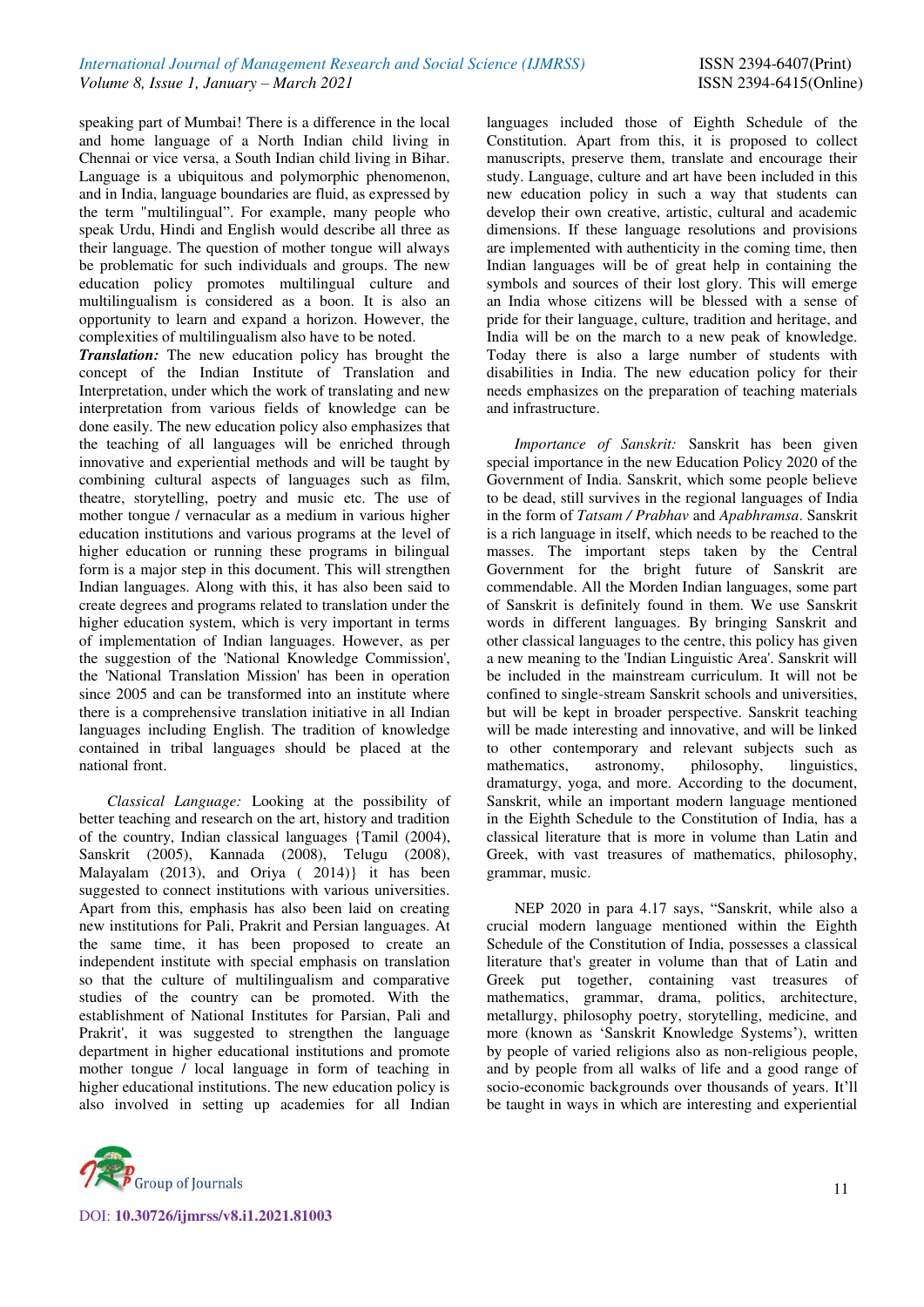speaking part of Mumbai! There is a difference in the local and home language of a North Indian child living in Chennai or vice versa, a South Indian child living in Bihar. Language is a ubiquitous and polymorphic phenomenon, and in India, language boundaries are fluid, as expressed by the term "multilingual". For example, many people who speak Urdu, Hindi and English would describe all three as their language. The question of mother tongue will always be problematic for such individuals and groups. The new education policy promotes multilingual culture and multilingualism is considered as a boon. It is also an opportunity to learn and expand a horizon. However, the complexities of multilingualism also have to be noted.

***Translation:*** The new education policy has brought the concept of the Indian Institute of Translation and Interpretation, under which the work of translating and new interpretation from various fields of knowledge can be done easily. The new education policy also emphasizes that the teaching of all languages will be enriched through innovative and experiential methods and will be taught by combining cultural aspects of languages such as film, theatre, storytelling, poetry and music etc. The use of mother tongue / vernacular as a medium in various higher education institutions and various programs at the level of higher education or running these programs in bilingual form is a major step in this document. This will strengthen Indian languages. Along with this, it has also been said to create degrees and programs related to translation under the higher education system, which is very important in terms of implementation of Indian languages. However, as per the suggestion of the 'National Knowledge Commission', the 'National Translation Mission' has been in operation since 2005 and can be transformed into an institute where there is a comprehensive translation initiative in all Indian languages including English. The tradition of knowledge contained in tribal languages should be placed at the national front.

*Classical Language:* Looking at the possibility of better teaching and research on the art, history and tradition of the country, Indian classical languages {Tamil (2004), Sanskrit (2005), Kannada (2008), Telugu (2008), Malayalam (2013), and Oriya ( 2014)} it has been suggested to connect institutions with various universities. Apart from this, emphasis has also been laid on creating new institutions for Pali, Prakrit and Persian languages. At the same time, it has been proposed to create an independent institute with special emphasis on translation so that the culture of multilingualism and comparative studies of the country can be promoted. With the establishment of National Institutes for Parsian, Pali and Prakrit', it was suggested to strengthen the language department in higher educational institutions and promote mother tongue / local language in form of teaching in higher educational institutions. The new education policy is also involved in setting up academies for all Indian languages included those of Eighth Schedule of the Constitution. Apart from this, it is proposed to collect manuscripts, preserve them, translate and encourage their study. Language, culture and art have been included in this new education policy in such a way that students can develop their own creative, artistic, cultural and academic dimensions. If these language resolutions and provisions are implemented with authenticity in the coming time, then Indian languages will be of great help in containing the symbols and sources of their lost glory. This will emerge an India whose citizens will be blessed with a sense of pride for their language, culture, tradition and heritage, and India will be on the march to a new peak of knowledge. Today there is also a large number of students with disabilities in India. The new education policy for their needs emphasizes on the preparation of teaching materials and infrastructure.

*Importance of Sanskrit:* Sanskrit has been given special importance in the new Education Policy 2020 of the Government of India. Sanskrit, which some people believe to be dead, still survives in the regional languages of India in the form of *Tatsam / Prabhav* and *Apabhramsa*. Sanskrit is a rich language in itself, which needs to be reached to the masses. The important steps taken by the Central Government for the bright future of Sanskrit are commendable. All the Morden Indian languages, some part of Sanskrit is definitely found in them. We use Sanskrit words in different languages. By bringing Sanskrit and other classical languages to the centre, this policy has given a new meaning to the 'Indian Linguistic Area'. Sanskrit will be included in the mainstream curriculum. It will not be confined to single-stream Sanskrit schools and universities, but will be kept in broader perspective. Sanskrit teaching will be made interesting and innovative, and will be linked to other contemporary and relevant subjects such as mathematics, astronomy, philosophy, linguistics, dramaturgy, yoga, and more. According to the document, Sanskrit, while an important modern language mentioned in the Eighth Schedule to the Constitution of India, has a classical literature that is more in volume than Latin and Greek, with vast treasures of mathematics, philosophy, grammar, music.

NEP 2020 in para 4.17 says, "Sanskrit, while also a crucial modern language mentioned within the Eighth Schedule of the Constitution of India, possesses a classical literature that's greater in volume than that of Latin and Greek put together, containing vast treasures of mathematics, grammar, drama, politics, architecture, metallurgy, philosophy poetry, storytelling, medicine, and more (known as 'Sanskrit Knowledge Systems'), written by people of varied religions also as non-religious people, and by people from all walks of life and a good range of socio-economic backgrounds over thousands of years. It'll be taught in ways in which are interesting and experiential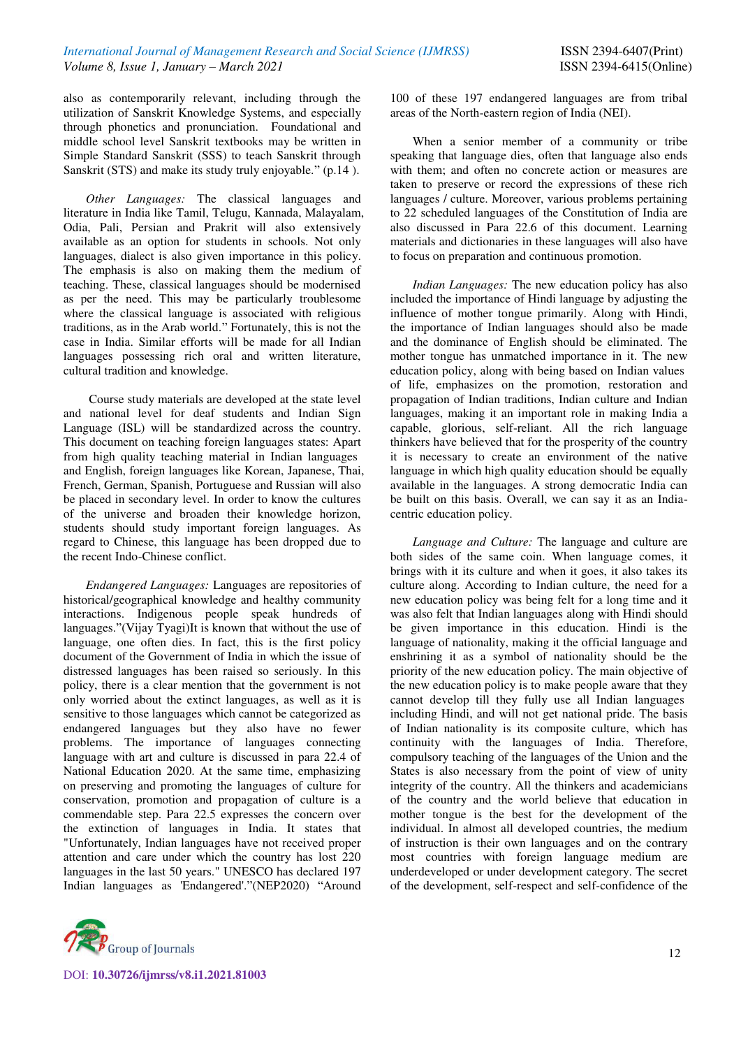also as contemporarily relevant, including through the utilization of Sanskrit Knowledge Systems, and especially through phonetics and pronunciation. Foundational and middle school level Sanskrit textbooks may be written in Simple Standard Sanskrit (SSS) to teach Sanskrit through Sanskrit (STS) and make its study truly enjoyable." (p.14 ).

*Other Languages:* The classical languages and literature in India like Tamil, Telugu, Kannada, Malayalam, Odia, Pali, Persian and Prakrit will also extensively available as an option for students in schools. Not only languages, dialect is also given importance in this policy. The emphasis is also on making them the medium of teaching. These, classical languages should be modernised as per the need. This may be particularly troublesome where the classical language is associated with religious traditions, as in the Arab world." Fortunately, this is not the case in India. Similar efforts will be made for all Indian languages possessing rich oral and written literature, cultural tradition and knowledge.

Course study materials are developed at the state level and national level for deaf students and Indian Sign Language (ISL) will be standardized across the country. This document on teaching foreign languages states: Apart from high quality teaching material in Indian languages and English, foreign languages like Korean, Japanese, Thai, French, German, Spanish, Portuguese and Russian will also be placed in secondary level. In order to know the cultures of the universe and broaden their knowledge horizon, students should study important foreign languages. As regard to Chinese, this language has been dropped due to the recent Indo-Chinese conflict.

*Endangered Languages:* Languages are repositories of historical/geographical knowledge and healthy community interactions. Indigenous people speak hundreds of languages."(Vijay Tyagi)It is known that without the use of language, one often dies. In fact, this is the first policy document of the Government of India in which the issue of distressed languages has been raised so seriously. In this policy, there is a clear mention that the government is not only worried about the extinct languages, as well as it is sensitive to those languages which cannot be categorized as endangered languages but they also have no fewer problems. The importance of languages connecting language with art and culture is discussed in para 22.4 of National Education 2020. At the same time, emphasizing on preserving and promoting the languages of culture for conservation, promotion and propagation of culture is a commendable step. Para 22.5 expresses the concern over the extinction of languages in India. It states that "Unfortunately, Indian languages have not received proper attention and care under which the country has lost 220 languages in the last 50 years." UNESCO has declared 197 Indian languages as 'Endangered'."(NEP2020) "Around 100 of these 197 endangered languages are from tribal areas of the North-eastern region of India (NEI).

When a senior member of a community or tribe speaking that language dies, often that language also ends with them; and often no concrete action or measures are taken to preserve or record the expressions of these rich languages / culture. Moreover, various problems pertaining to 22 scheduled languages of the Constitution of India are also discussed in Para 22.6 of this document. Learning materials and dictionaries in these languages will also have to focus on preparation and continuous promotion.

*Indian Languages:* The new education policy has also included the importance of Hindi language by adjusting the influence of mother tongue primarily. Along with Hindi, the importance of Indian languages should also be made and the dominance of English should be eliminated. The mother tongue has unmatched importance in it. The new education policy, along with being based on Indian values of life, emphasizes on the promotion, restoration and propagation of Indian traditions, Indian culture and Indian languages, making it an important role in making India a capable, glorious, self-reliant. All the rich language thinkers have believed that for the prosperity of the country it is necessary to create an environment of the native language in which high quality education should be equally available in the languages. A strong democratic India can be built on this basis. Overall, we can say it as an India-centric education policy.

*Language and Culture:* The language and culture are both sides of the same coin. When language comes, it brings with it its culture and when it goes, it also takes its culture along. According to Indian culture, the need for a new education policy was being felt for a long time and it was also felt that Indian languages along with Hindi should be given importance in this education. Hindi is the language of nationality, making it the official language and enshrining it as a symbol of nationality should be the priority of the new education policy. The main objective of the new education policy is to make people aware that they cannot develop till they fully use all Indian languages including Hindi, and will not get national pride. The basis of Indian nationality is its composite culture, which has continuity with the languages of India. Therefore, compulsory teaching of the languages of the Union and the States is also necessary from the point of view of unity integrity of the country. All the thinkers and academicians of the country and the world believe that education in mother tongue is the best for the development of the individual. In almost all developed countries, the medium of instruction is their own languages and on the contrary most countries with foreign language medium are underdeveloped or under development category. The secret of the development, self-respect and self-confidence of the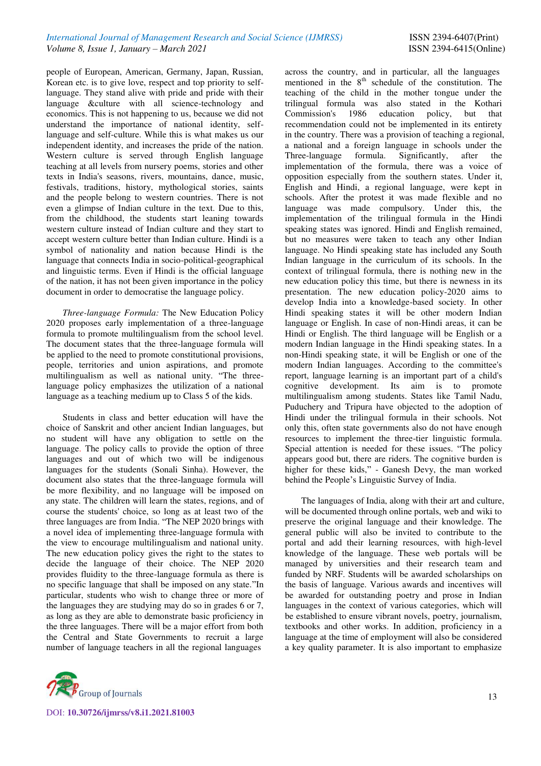people of European, American, Germany, Japan, Russian, Korean etc. is to give love, respect and top priority to self-language. They stand alive with pride and pride with their language &culture with all science-technology and economics. This is not happening to us, because we did not understand the importance of national identity, self-language and self-culture. While this is what makes us our independent identity, and increases the pride of the nation. Western culture is served through English language teaching at all levels from nursery poems, stories and other texts in India's seasons, rivers, mountains, dance, music, festivals, traditions, history, mythological stories, saints and the people belong to western countries. There is not even a glimpse of Indian culture in the text. Due to this, from the childhood, the students start leaning towards western culture instead of Indian culture and they start to accept western culture better than Indian culture. Hindi is a symbol of nationality and nation because Hindi is the language that connects India in socio-political-geographical and linguistic terms. Even if Hindi is the official language of the nation, it has not been given importance in the policy document in order to democratise the language policy.

*Three-language Formula:* The New Education Policy 2020 proposes early implementation of a three-language formula to promote multilingualism from the school level. The document states that the three-language formula will be applied to the need to promote constitutional provisions, people, territories and union aspirations, and promote multilingualism as well as national unity. "The three-language policy emphasizes the utilization of a national language as a teaching medium up to Class 5 of the kids.

Students in class and better education will have the choice of Sanskrit and other ancient Indian languages, but no student will have any obligation to settle on the language. The policy calls to provide the option of three languages and out of which two will be indigenous languages for the students (Sonali Sinha). However, the document also states that the three-language formula will be more flexibility, and no language will be imposed on any state. The children will learn the states, regions, and of course the students' choice, so long as at least two of the three languages are from India. "The NEP 2020 brings with a novel idea of implementing three-language formula with the view to encourage multilingualism and national unity. The new education policy gives the right to the states to decide the language of their choice. The NEP 2020 provides fluidity to the three-language formula as there is no specific language that shall be imposed on any state."In particular, students who wish to change three or more of the languages they are studying may do so in grades 6 or 7, as long as they are able to demonstrate basic proficiency in the three languages. There will be a major effort from both the Central and State Governments to recruit a large number of language teachers in all the regional languages across the country, and in particular, all the languages mentioned in the 8th schedule of the constitution. The teaching of the child in the mother tongue under the trilingual formula was also stated in the Kothari Commission's 1986 education policy, but that recommendation could not be implemented in its entirety in the country. There was a provision of teaching a regional, a national and a foreign language in schools under the Three-language formula. Significantly, after the implementation of the formula, there was a voice of opposition especially from the southern states. Under it, English and Hindi, a regional language, were kept in schools. After the protest it was made flexible and no language was made compulsory. Under this, the implementation of the trilingual formula in the Hindi speaking states was ignored. Hindi and English remained, but no measures were taken to teach any other Indian language. No Hindi speaking state has included any South Indian language in the curriculum of its schools. In the context of trilingual formula, there is nothing new in the new education policy this time, but there is newness in its presentation. The new education policy-2020 aims to develop India into a knowledge-based society. In other Hindi speaking states it will be other modern Indian language or English. In case of non-Hindi areas, it can be Hindi or English. The third language will be English or a modern Indian language in the Hindi speaking states. In a non-Hindi speaking state, it will be English or one of the modern Indian languages. According to the committee's report, language learning is an important part of a child's cognitive development. Its aim is to promote multilingualism among students. States like Tamil Nadu, Puduchery and Tripura have objected to the adoption of Hindi under the trilingual formula in their schools. Not only this, often state governments also do not have enough resources to implement the three-tier linguistic formula. Special attention is needed for these issues. "The policy appears good but, there are riders. The cognitive burden is higher for these kids," - Ganesh Devy, the man worked behind the People's Linguistic Survey of India.

The languages of India, along with their art and culture, will be documented through online portals, web and wiki to preserve the original language and their knowledge. The general public will also be invited to contribute to the portal and add their learning resources, with high-level knowledge of the language. These web portals will be managed by universities and their research team and funded by NRF. Students will be awarded scholarships on the basis of language. Various awards and incentives will be awarded for outstanding poetry and prose in Indian languages in the context of various categories, which will be established to ensure vibrant novels, poetry, journalism, textbooks and other works. In addition, proficiency in a language at the time of employment will also be considered a key quality parameter. It is also important to emphasize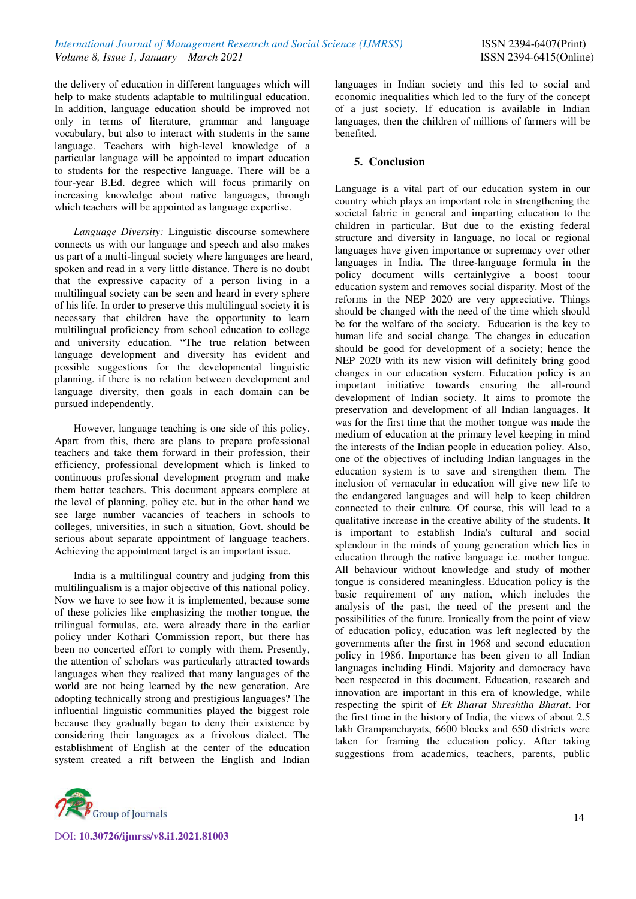the delivery of education in different languages which will help to make students adaptable to multilingual education. In addition, language education should be improved not only in terms of literature, grammar and language vocabulary, but also to interact with students in the same language. Teachers with high-level knowledge of a particular language will be appointed to impart education to students for the respective language. There will be a four-year B.Ed. degree which will focus primarily on increasing knowledge about native languages, through which teachers will be appointed as language expertise.

*Language Diversity:* Linguistic discourse somewhere connects us with our language and speech and also makes us part of a multi-lingual society where languages are heard, spoken and read in a very little distance. There is no doubt that the expressive capacity of a person living in a multilingual society can be seen and heard in every sphere of his life. In order to preserve this multilingual society it is necessary that children have the opportunity to learn multilingual proficiency from school education to college and university education. "The true relation between language development and diversity has evident and possible suggestions for the developmental linguistic planning. if there is no relation between development and language diversity, then goals in each domain can be pursued independently.

However, language teaching is one side of this policy. Apart from this, there are plans to prepare professional teachers and take them forward in their profession, their efficiency, professional development which is linked to continuous professional development program and make them better teachers. This document appears complete at the level of planning, policy etc. but in the other hand we see large number vacancies of teachers in schools to colleges, universities, in such a situation, Govt. should be serious about separate appointment of language teachers. Achieving the appointment target is an important issue.

India is a multilingual country and judging from this multilingualism is a major objective of this national policy. Now we have to see how it is implemented, because some of these policies like emphasizing the mother tongue, the trilingual formulas, etc. were already there in the earlier policy under Kothari Commission report, but there has been no concerted effort to comply with them. Presently, the attention of scholars was particularly attracted towards languages when they realized that many languages of the world are not being learned by the new generation. Are adopting technically strong and prestigious languages? The influential linguistic communities played the biggest role because they gradually began to deny their existence by considering their languages as a frivolous dialect. The establishment of English at the center of the education system created a rift between the English and Indian languages in Indian society and this led to social and economic inequalities which led to the fury of the concept of a just society. If education is available in Indian languages, then the children of millions of farmers will be benefited.

## 5. Conclusion

Language is a vital part of our education system in our country which plays an important role in strengthening the societal fabric in general and imparting education to the children in particular. But due to the existing federal structure and diversity in language, no local or regional languages have given importance or supremacy over other languages in India. The three-language formula in the policy document wills certainlygive a boost toour education system and removes social disparity. Most of the reforms in the NEP 2020 are very appreciative. Things should be changed with the need of the time which should be for the welfare of the society. Education is the key to human life and social change. The changes in education should be good for development of a society; hence the NEP 2020 with its new vision will definitely bring good changes in our education system. Education policy is an important initiative towards ensuring the all-round development of Indian society. It aims to promote the preservation and development of all Indian languages. It was for the first time that the mother tongue was made the medium of education at the primary level keeping in mind the interests of the Indian people in education policy. Also, one of the objectives of including Indian languages in the education system is to save and strengthen them. The inclusion of vernacular in education will give new life to the endangered languages and will help to keep children connected to their culture. Of course, this will lead to a qualitative increase in the creative ability of the students. It is important to establish India's cultural and social splendour in the minds of young generation which lies in education through the native language i.e. mother tongue. All behaviour without knowledge and study of mother tongue is considered meaningless. Education policy is the basic requirement of any nation, which includes the analysis of the past, the need of the present and the possibilities of the future. Ironically from the point of view of education policy, education was left neglected by the governments after the first in 1968 and second education policy in 1986. Importance has been given to all Indian languages including Hindi. Majority and democracy have been respected in this document. Education, research and innovation are important in this era of knowledge, while respecting the spirit of *Ek Bharat Shreshtha Bharat*. For the first time in the history of India, the views of about 2.5 lakh Grampanchayats, 6600 blocks and 650 districts were taken for framing the education policy. After taking suggestions from academics, teachers, parents, public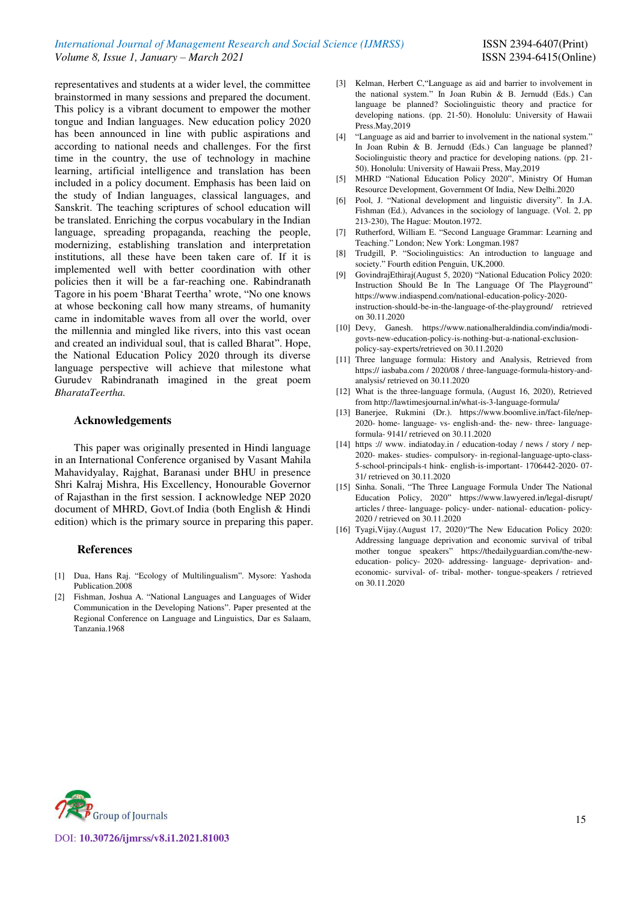representatives and students at a wider level, the committee brainstormed in many sessions and prepared the document. This policy is a vibrant document to empower the mother tongue and Indian languages. New education policy 2020 has been announced in line with public aspirations and according to national needs and challenges. For the first time in the country, the use of technology in machine learning, artificial intelligence and translation has been included in a policy document. Emphasis has been laid on the study of Indian languages, classical languages, and Sanskrit. The teaching scriptures of school education will be translated. Enriching the corpus vocabulary in the Indian language, spreading propaganda, reaching the people, modernizing, establishing translation and interpretation institutions, all these have been taken care of. If it is implemented well with better coordination with other policies then it will be a far-reaching one. Rabindranath Tagore in his poem 'Bharat Teertha' wrote, "No one knows at whose beckoning call how many streams, of humanity came in indomitable waves from all over the world, over the millennia and mingled like rivers, into this vast ocean and created an individual soul, that is called Bharat". Hope, the National Education Policy 2020 through its diverse language perspective will achieve that milestone what Gurudev Rabindranath imagined in the great poem *BharataTeertha.*

## Acknowledgements

This paper was originally presented in Hindi language in an International Conference organised by Vasant Mahila Mahavidyalay, Rajghat, Baranasi under BHU in presence Shri Kalraj Mishra, His Excellency, Honourable Governor of Rajasthan in the first session. I acknowledge NEP 2020 document of MHRD, Govt.of India (both English & Hindi edition) which is the primary source in preparing this paper.

## References

[1] Dua, Hans Raj. "Ecology of Multilingualism". Mysore: Yashoda Publication.2008

[2] Fishman, Joshua A. "National Languages and Languages of Wider Communication in the Developing Nations". Paper presented at the Regional Conference on Language and Linguistics, Dar es Salaam, Tanzania.1968

[3] Kelman, Herbert C,"Language as aid and barrier to involvement in the national system." In Joan Rubin & B. Jernudd (Eds.) Can language be planned? Sociolinguistic theory and practice for developing nations. (pp. 21-50). Honolulu: University of Hawaii Press.May,2019

[4] "Language as aid and barrier to involvement in the national system." In Joan Rubin & B. Jernudd (Eds.) Can language be planned? Sociolinguistic theory and practice for developing nations. (pp. 21-50). Honolulu: University of Hawaii Press, May,2019

[5] MHRD "National Education Policy 2020", Ministry Of Human Resource Development, Government Of India, New Delhi.2020

[6] Pool, J. "National development and linguistic diversity". In J.A. Fishman (Ed.), Advances in the sociology of language. (Vol. 2, pp 213-230), The Hague: Mouton.1972.

[7] Rutherford, William E. "Second Language Grammar: Learning and Teaching." London; New York: Longman.1987

[8] Trudgill, P. "Sociolinguistics: An introduction to language and society." Fourth edition Penguin, UK,2000.

[9] GovindrajEthiraj(August 5, 2020) "National Education Policy 2020: Instruction Should Be In The Language Of The Playground" https://www.indiaspend.com/national-education-policy-2020-instruction-should-be-in-the-language-of-the-playground/ retrieved on 30.11.2020

[10] Devy, Ganesh. https://www.nationalheraldindia.com/india/modi-govts-new-education-policy-is-nothing-but-a-national-exclusion-policy-say-experts/retrieved on 30.11.2020

[11] Three language formula: History and Analysis, Retrieved from https:// iasbaba.com / 2020/08 / three-language-formula-history-and-analysis/ retrieved on 30.11.2020

[12] What is the three-language formula, (August 16, 2020), Retrieved from http://lawtimesjournal.in/what-is-3-language-formula/

[13] Banerjee, Rukmini (Dr.). https://www.boomlive.in/fact-file/nep-2020- home- language- vs- english-and- the- new- three- language-formula- 9141/ retrieved on 30.11.2020

[14] https :// www. indiatoday.in / education-today / news / story / nep-2020- makes- studies- compulsory- in-regional-language-upto-class-5-school-principals-t hink- english-is-important- 1706442-2020- 07-31/ retrieved on 30.11.2020

[15] Sinha. Sonali, "The Three Language Formula Under The National Education Policy, 2020" https://www.lawyered.in/legal-disrupt/ articles / three- language- policy- under- national- education- policy-2020 / retrieved on 30.11.2020

[16] Tyagi,Vijay.(August 17, 2020)"The New Education Policy 2020: Addressing language deprivation and economic survival of tribal mother tongue speakers" https://thedailyguardian.com/the-new-education- policy- 2020- addressing- language- deprivation- and-economic- survival- of- tribal- mother- tongue-speakers / retrieved on 30.11.2020